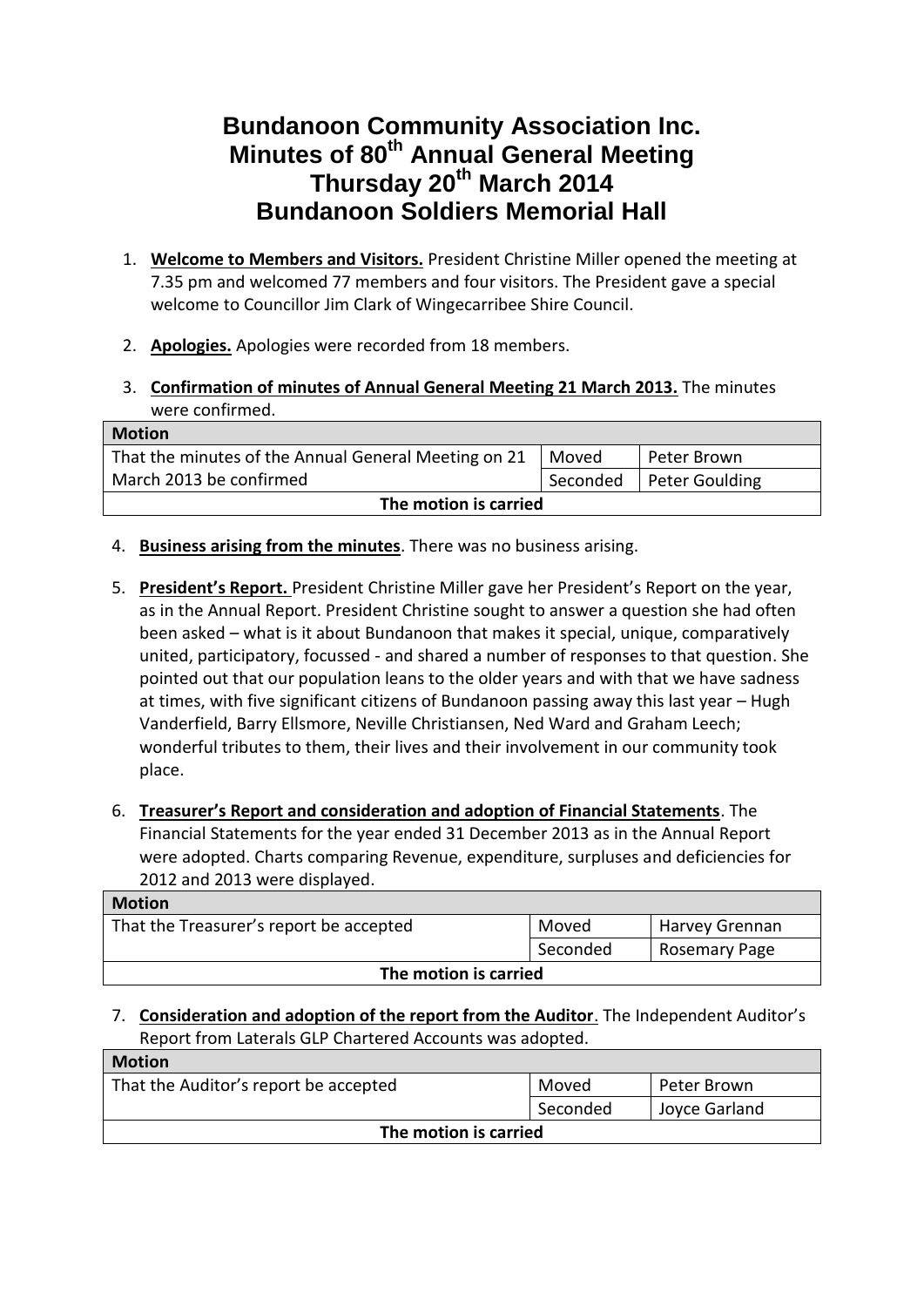# Bundanoon Community Association Inc.
# Minutes of 80th Annual General Meeting
# Thursday 20th March 2014
# Bundanoon Soldiers Memorial Hall

1. **Welcome to Members and Visitors.** President Christine Miller opened the meeting at 7.35 pm and welcomed 77 members and four visitors. The President gave a special welcome to Councillor Jim Clark of Wingecarribee Shire Council.

2. **Apologies.** Apologies were recorded from 18 members.

3. **Confirmation of minutes of Annual General Meeting 21 March 2013.** The minutes were confirmed.

| **Motion** | | |
|---|---|---|
| That the minutes of the Annual General Meeting on 21 March 2013 be confirmed | Moved | Peter Brown |
| | Seconded | Peter Goulding |
| **The motion is carried** | | |

4. **Business arising from the minutes**. There was no business arising.

5. **President's Report.** President Christine Miller gave her President's Report on the year, as in the Annual Report. President Christine sought to answer a question she had often been asked – what is it about Bundanoon that makes it special, unique, comparatively united, participatory, focussed - and shared a number of responses to that question. She pointed out that our population leans to the older years and with that we have sadness at times, with five significant citizens of Bundanoon passing away this last year – Hugh Vanderfield, Barry Ellsmore, Neville Christiansen, Ned Ward and Graham Leech; wonderful tributes to them, their lives and their involvement in our community took place.

6. **Treasurer's Report and consideration and adoption of Financial Statements**. The Financial Statements for the year ended 31 December 2013 as in the Annual Report were adopted. Charts comparing Revenue, expenditure, surpluses and deficiencies for 2012 and 2013 were displayed.

| **Motion** | | |
|---|---|---|
| That the Treasurer's report be accepted | Moved | Harvey Grennan |
| | Seconded | Rosemary Page |
| **The motion is carried** | | |

7. **Consideration and adoption of the report from the Auditor**. The Independent Auditor's Report from Laterals GLP Chartered Accounts was adopted.

| **Motion** | | |
|---|---|---|
| That the Auditor's report be accepted | Moved | Peter Brown |
| | Seconded | Joyce Garland |
| **The motion is carried** | | |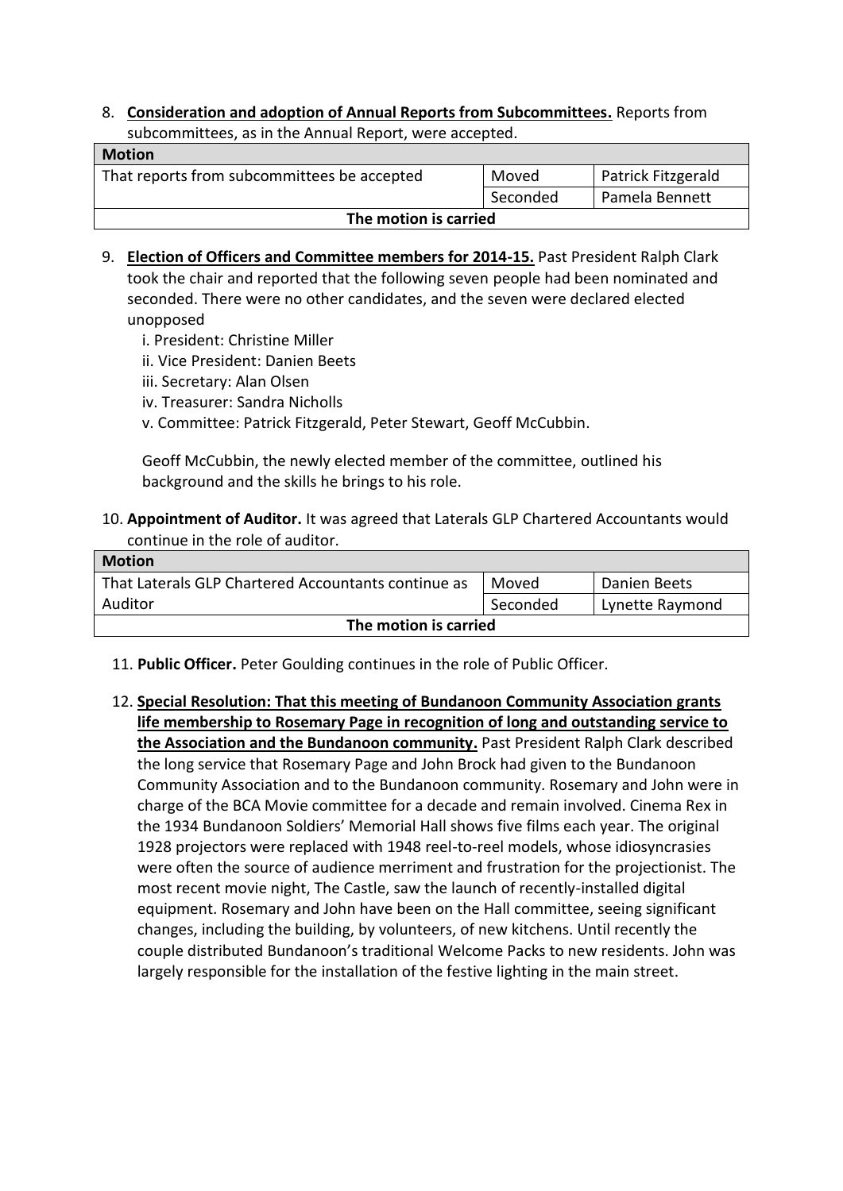8. **Consideration and adoption of Annual Reports from Subcommittees.** Reports from subcommittees, as in the Annual Report, were accepted.

| Motion | | |
|---|---|---|
| That reports from subcommittees be accepted | Moved | Patrick Fitzgerald |
| | Seconded | Pamela Bennett |
| **The motion is carried** | | |

9. **Election of Officers and Committee members for 2014-15.** Past President Ralph Clark took the chair and reported that the following seven people had been nominated and seconded. There were no other candidates, and the seven were declared elected unopposed

   i. President: Christine Miller
   ii. Vice President: Danien Beets
   iii. Secretary: Alan Olsen
   iv. Treasurer: Sandra Nicholls
   v. Committee: Patrick Fitzgerald, Peter Stewart, Geoff McCubbin.

   Geoff McCubbin, the newly elected member of the committee, outlined his background and the skills he brings to his role.

10. **Appointment of Auditor.** It was agreed that Laterals GLP Chartered Accountants would continue in the role of auditor.

| Motion | | |
|---|---|---|
| That Laterals GLP Chartered Accountants continue as Auditor | Moved | Danien Beets |
| | Seconded | Lynette Raymond |
| **The motion is carried** | | |

11. **Public Officer.** Peter Goulding continues in the role of Public Officer.

12. **Special Resolution: That this meeting of Bundanoon Community Association grants life membership to Rosemary Page in recognition of long and outstanding service to the Association and the Bundanoon community.** Past President Ralph Clark described the long service that Rosemary Page and John Brock had given to the Bundanoon Community Association and to the Bundanoon community. Rosemary and John were in charge of the BCA Movie committee for a decade and remain involved. Cinema Rex in the 1934 Bundanoon Soldiers' Memorial Hall shows five films each year. The original 1928 projectors were replaced with 1948 reel-to-reel models, whose idiosyncrasies were often the source of audience merriment and frustration for the projectionist. The most recent movie night, The Castle, saw the launch of recently-installed digital equipment. Rosemary and John have been on the Hall committee, seeing significant changes, including the building, by volunteers, of new kitchens. Until recently the couple distributed Bundanoon's traditional Welcome Packs to new residents. John was largely responsible for the installation of the festive lighting in the main street.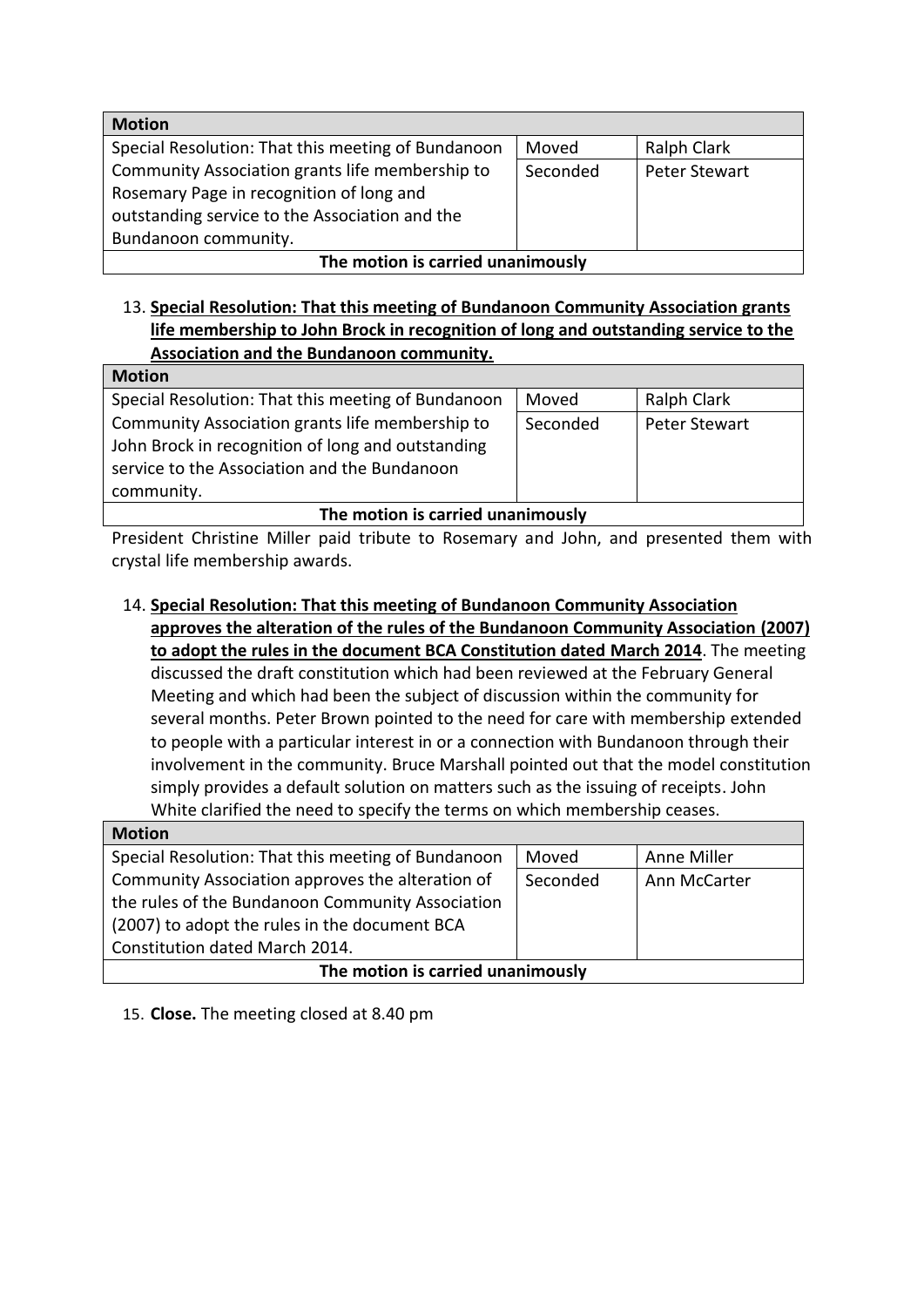| Motion | | |
|---|---|---|
| Special Resolution: That this meeting of Bundanoon Community Association grants life membership to Rosemary Page in recognition of long and outstanding service to the Association and the Bundanoon community. | Moved | Ralph Clark |
| | Seconded | Peter Stewart |
| **The motion is carried unanimously** | | |

13. **Special Resolution: That this meeting of Bundanoon Community Association grants life membership to John Brock in recognition of long and outstanding service to the Association and the Bundanoon community.**

| Motion | | |
|---|---|---|
| Special Resolution: That this meeting of Bundanoon Community Association grants life membership to John Brock in recognition of long and outstanding service to the Association and the Bundanoon community. | Moved | Ralph Clark |
| | Seconded | Peter Stewart |
| **The motion is carried unanimously** | | |

President Christine Miller paid tribute to Rosemary and John, and presented them with crystal life membership awards.

14. **Special Resolution: That this meeting of Bundanoon Community Association approves the alteration of the rules of the Bundanoon Community Association (2007) to adopt the rules in the document BCA Constitution dated March 2014**. The meeting discussed the draft constitution which had been reviewed at the February General Meeting and which had been the subject of discussion within the community for several months. Peter Brown pointed to the need for care with membership extended to people with a particular interest in or a connection with Bundanoon through their involvement in the community. Bruce Marshall pointed out that the model constitution simply provides a default solution on matters such as the issuing of receipts. John White clarified the need to specify the terms on which membership ceases.

| Motion | | |
|---|---|---|
| Special Resolution: That this meeting of Bundanoon Community Association approves the alteration of the rules of the Bundanoon Community Association (2007) to adopt the rules in the document BCA Constitution dated March 2014. | Moved | Anne Miller |
| | Seconded | Ann McCarter |
| **The motion is carried unanimously** | | |

15. **Close.** The meeting closed at 8.40 pm